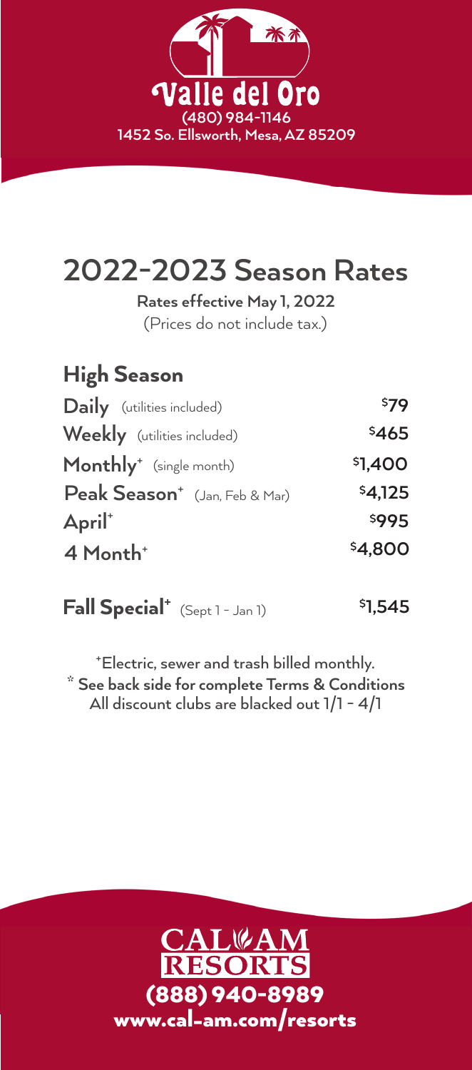# Valle del Oro

**(480) 984-1146**
**1452 So. Ellsworth, Mesa, AZ 85209**

## 2022-2023 Season Rates

**Rates effective May 1, 2022**
(Prices do not include tax.)

### High Season

| | |
|---|---|
| **Daily** (utilities included) | **$79** |
| **Weekly** (utilities included) | **$465** |
| **Monthly**+ (single month) | **$1,400** |
| **Peak Season**+ (Jan, Feb & Mar) | **$4,125** |
| **April**+ | **$995** |
| **4 Month**+ | **$4,800** |

| | |
|---|---|
| **Fall Special**+ (Sept 1 - Jan 1) | **$1,545** |

**+Electric, sewer and trash billed monthly.**
**\* See back side for complete Terms & Conditions**
**All discount clubs are blacked out 1/1 - 4/1**

**CAL AM RESORTS**
**(888) 940-8989**
**www.cal-am.com/resorts**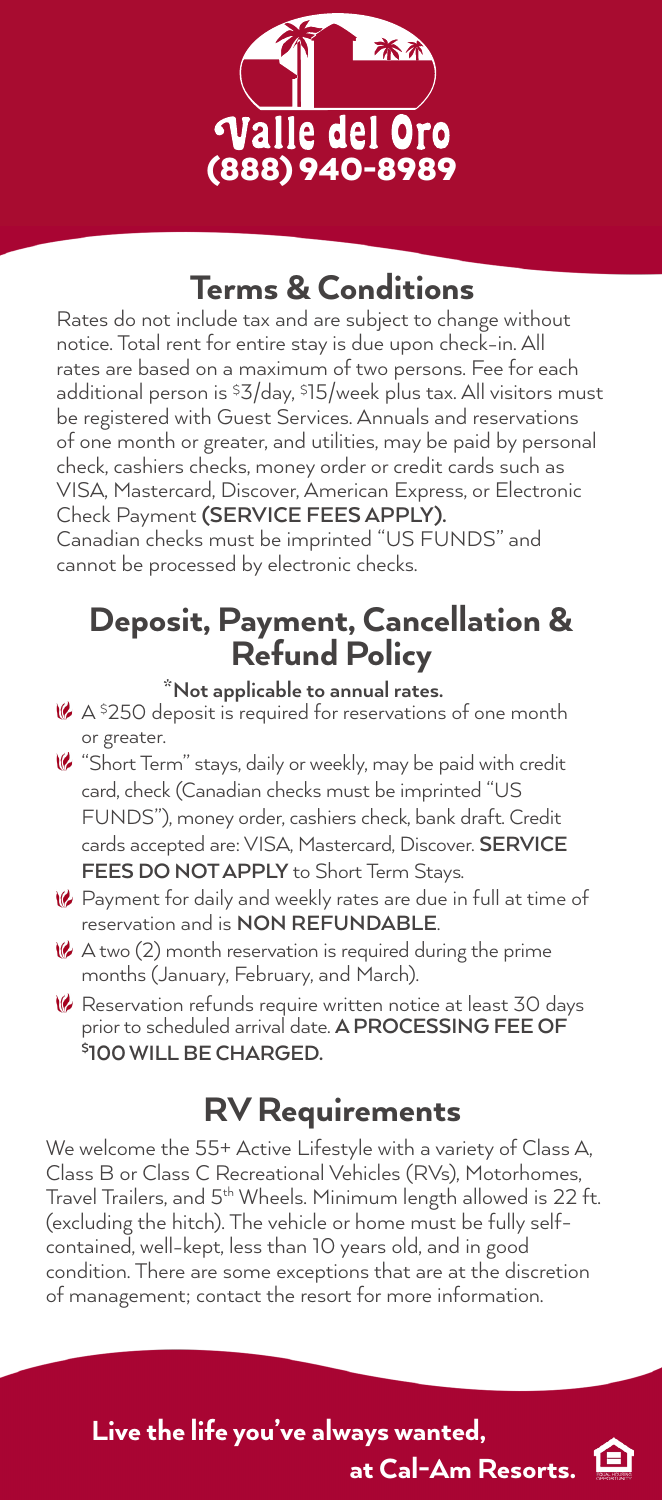Valle del Oro
(888) 940-8989

## Terms & Conditions

Rates do not include tax and are subject to change without notice. Total rent for entire stay is due upon check-in. All rates are based on a maximum of two persons. Fee for each additional person is $3/day, $15/week plus tax. All visitors must be registered with Guest Services. Annuals and reservations of one month or greater, and utilities, may be paid by personal check, cashiers checks, money order or credit cards such as VISA, Mastercard, Discover, American Express, or Electronic Check Payment **(SERVICE FEES APPLY).**

Canadian checks must be imprinted "US FUNDS" and cannot be processed by electronic checks.

## Deposit, Payment, Cancellation & Refund Policy

***Not applicable to annual rates.**

- A $250 deposit is required for reservations of one month or greater.
- "Short Term" stays, daily or weekly, may be paid with credit card, check (Canadian checks must be imprinted "US FUNDS"), money order, cashiers check, bank draft. Credit cards accepted are: VISA, Mastercard, Discover. **SERVICE FEES DO NOT APPLY** to Short Term Stays.
- Payment for daily and weekly rates are due in full at time of reservation and is **NON REFUNDABLE**.
- A two (2) month reservation is required during the prime months (January, February, and March).
- Reservation refunds require written notice at least 30 days prior to scheduled arrival date. **A PROCESSING FEE OF $100 WILL BE CHARGED.**

## RV Requirements

We welcome the 55+ Active Lifestyle with a variety of Class A, Class B or Class C Recreational Vehicles (RVs), Motorhomes, Travel Trailers, and 5th Wheels. Minimum length allowed is 22 ft. (excluding the hitch). The vehicle or home must be fully self-contained, well-kept, less than 10 years old, and in good condition. There are some exceptions that are at the discretion of management; contact the resort for more information.

**Live the life you've always wanted, at Cal-Am Resorts.**